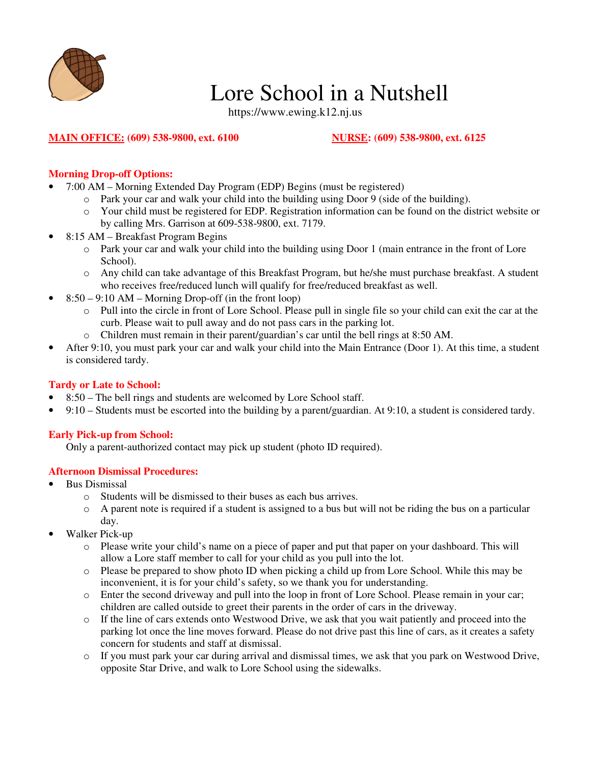# Lore School in a Nutshell

https://www.ewing.k12.nj.us

**MAIN OFFICE: (609) 538-9800, ext. 6100**

**NURSE: (609) 538-9800, ext. 6125**

### Morning Drop-off Options:

- 7:00 AM – Morning Extended Day Program (EDP) Begins (must be registered)
  - Park your car and walk your child into the building using Door 9 (side of the building).
  - Your child must be registered for EDP. Registration information can be found on the district website or by calling Mrs. Garrison at 609-538-9800, ext. 7179.
- 8:15 AM – Breakfast Program Begins
  - Park your car and walk your child into the building using Door 1 (main entrance in the front of Lore School).
  - Any child can take advantage of this Breakfast Program, but he/she must purchase breakfast. A student who receives free/reduced lunch will qualify for free/reduced breakfast as well.
- 8:50 – 9:10 AM – Morning Drop-off (in the front loop)
  - Pull into the circle in front of Lore School. Please pull in single file so your child can exit the car at the curb. Please wait to pull away and do not pass cars in the parking lot.
  - Children must remain in their parent/guardian's car until the bell rings at 8:50 AM.
- After 9:10, you must park your car and walk your child into the Main Entrance (Door 1). At this time, a student is considered tardy.

### Tardy or Late to School:

- 8:50 – The bell rings and students are welcomed by Lore School staff.
- 9:10 – Students must be escorted into the building by a parent/guardian. At 9:10, a student is considered tardy.

### Early Pick-up from School:

Only a parent-authorized contact may pick up student (photo ID required).

### Afternoon Dismissal Procedures:

- Bus Dismissal
  - Students will be dismissed to their buses as each bus arrives.
  - A parent note is required if a student is assigned to a bus but will not be riding the bus on a particular day.
- Walker Pick-up
  - Please write your child's name on a piece of paper and put that paper on your dashboard. This will allow a Lore staff member to call for your child as you pull into the lot.
  - Please be prepared to show photo ID when picking a child up from Lore School. While this may be inconvenient, it is for your child's safety, so we thank you for understanding.
  - Enter the second driveway and pull into the loop in front of Lore School. Please remain in your car; children are called outside to greet their parents in the order of cars in the driveway.
  - If the line of cars extends onto Westwood Drive, we ask that you wait patiently and proceed into the parking lot once the line moves forward. Please do not drive past this line of cars, as it creates a safety concern for students and staff at dismissal.
  - If you must park your car during arrival and dismissal times, we ask that you park on Westwood Drive, opposite Star Drive, and walk to Lore School using the sidewalks.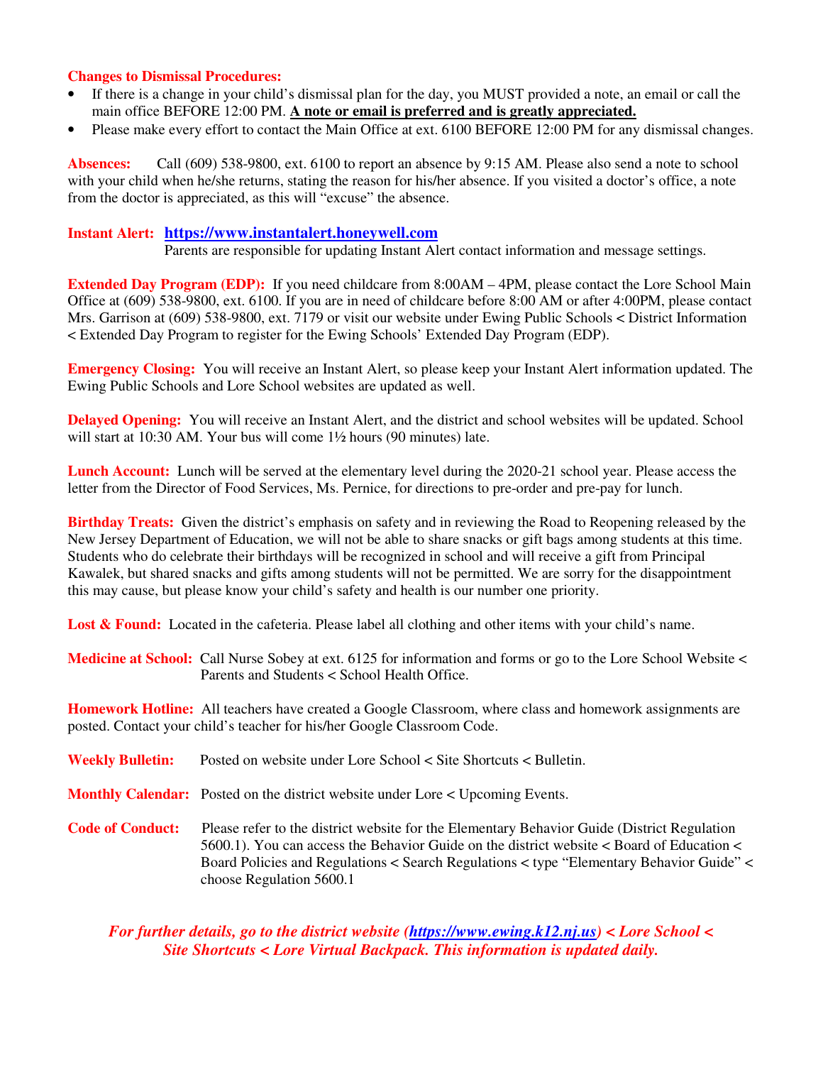**Changes to Dismissal Procedures:**

- If there is a change in your child's dismissal plan for the day, you MUST provided a note, an email or call the main office BEFORE 12:00 PM. **A note or email is preferred and is greatly appreciated.**
- Please make every effort to contact the Main Office at ext. 6100 BEFORE 12:00 PM for any dismissal changes.

**Absences:** Call (609) 538-9800, ext. 6100 to report an absence by 9:15 AM. Please also send a note to school with your child when he/she returns, stating the reason for his/her absence. If you visited a doctor's office, a note from the doctor is appreciated, as this will "excuse" the absence.

**Instant Alert:** **https://www.instantalert.honeywell.com**
Parents are responsible for updating Instant Alert contact information and message settings.

**Extended Day Program (EDP):** If you need childcare from 8:00AM – 4PM, please contact the Lore School Main Office at (609) 538-9800, ext. 6100. If you are in need of childcare before 8:00 AM or after 4:00PM, please contact Mrs. Garrison at (609) 538-9800, ext. 7179 or visit our website under Ewing Public Schools < District Information < Extended Day Program to register for the Ewing Schools' Extended Day Program (EDP).

**Emergency Closing:** You will receive an Instant Alert, so please keep your Instant Alert information updated. The Ewing Public Schools and Lore School websites are updated as well.

**Delayed Opening:** You will receive an Instant Alert, and the district and school websites will be updated. School will start at 10:30 AM. Your bus will come 1½ hours (90 minutes) late.

**Lunch Account:** Lunch will be served at the elementary level during the 2020-21 school year. Please access the letter from the Director of Food Services, Ms. Pernice, for directions to pre-order and pre-pay for lunch.

**Birthday Treats:** Given the district's emphasis on safety and in reviewing the Road to Reopening released by the New Jersey Department of Education, we will not be able to share snacks or gift bags among students at this time. Students who do celebrate their birthdays will be recognized in school and will receive a gift from Principal Kawalek, but shared snacks and gifts among students will not be permitted. We are sorry for the disappointment this may cause, but please know your child's safety and health is our number one priority.

**Lost & Found:** Located in the cafeteria. Please label all clothing and other items with your child's name.

**Medicine at School:** Call Nurse Sobey at ext. 6125 for information and forms or go to the Lore School Website < Parents and Students < School Health Office.

**Homework Hotline:** All teachers have created a Google Classroom, where class and homework assignments are posted. Contact your child's teacher for his/her Google Classroom Code.

**Weekly Bulletin:** Posted on website under Lore School < Site Shortcuts < Bulletin.

**Monthly Calendar:** Posted on the district website under Lore < Upcoming Events.

**Code of Conduct:** Please refer to the district website for the Elementary Behavior Guide (District Regulation 5600.1). You can access the Behavior Guide on the district website < Board of Education < Board Policies and Regulations < Search Regulations < type "Elementary Behavior Guide" < choose Regulation 5600.1

***For further details, go to the district website (https://www.ewing.k12.nj.us) < Lore School < Site Shortcuts < Lore Virtual Backpack. This information is updated daily.***